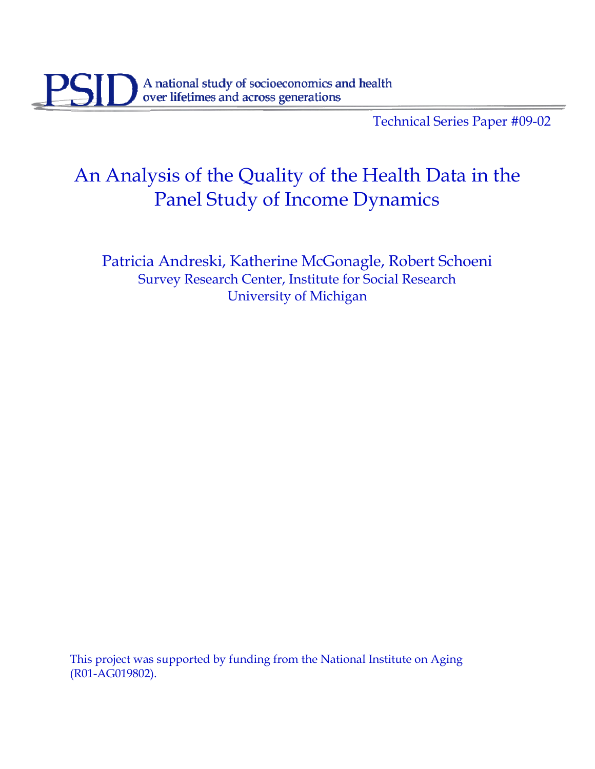PSID A national study of socioeconomics and health over lifetimes and across generations

Technical Series Paper #09-02

# An Analysis of the Quality of the Health Data in the Panel Study of Income Dynamics

Patricia Andreski, Katherine McGonagle, Robert Schoeni
Survey Research Center, Institute for Social Research
University of Michigan

This project was supported by funding from the National Institute on Aging (R01-AG019802).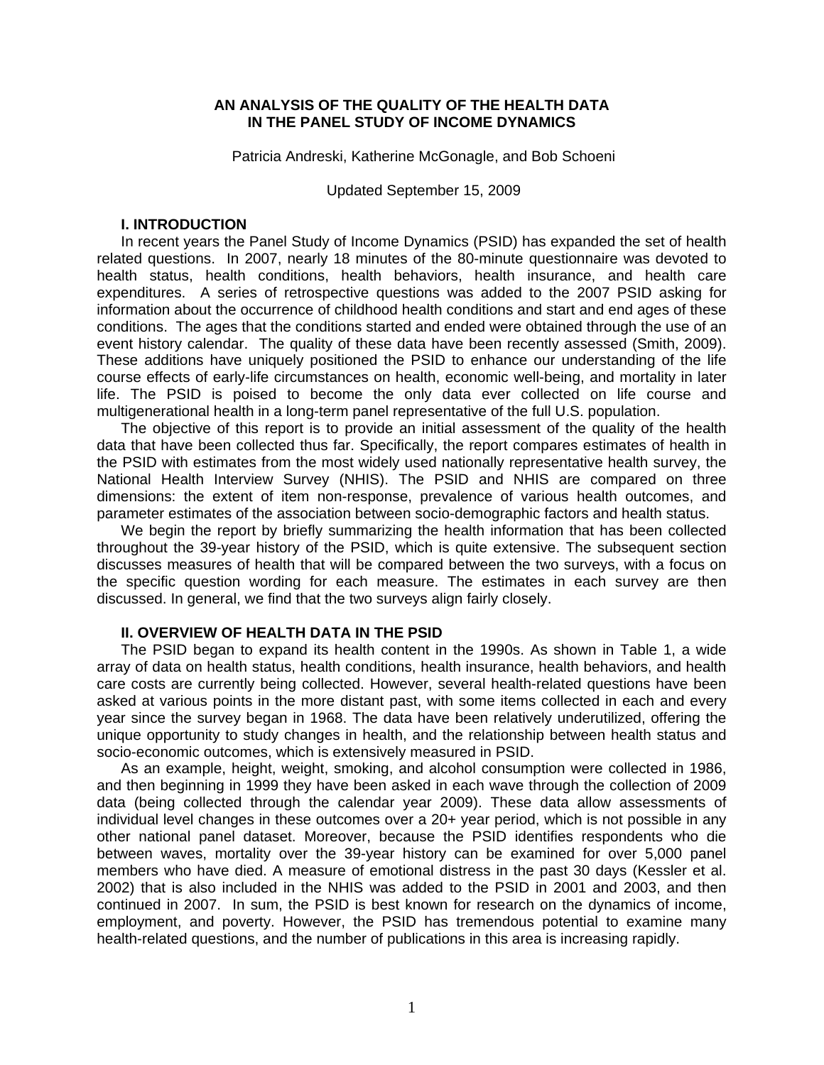**AN ANALYSIS OF THE QUALITY OF THE HEALTH DATA IN THE PANEL STUDY OF INCOME DYNAMICS**

Patricia Andreski, Katherine McGonagle, and Bob Schoeni

Updated September 15, 2009

## I. INTRODUCTION

In recent years the Panel Study of Income Dynamics (PSID) has expanded the set of health related questions. In 2007, nearly 18 minutes of the 80-minute questionnaire was devoted to health status, health conditions, health behaviors, health insurance, and health care expenditures. A series of retrospective questions was added to the 2007 PSID asking for information about the occurrence of childhood health conditions and start and end ages of these conditions. The ages that the conditions started and ended were obtained through the use of an event history calendar. The quality of these data have been recently assessed (Smith, 2009). These additions have uniquely positioned the PSID to enhance our understanding of the life course effects of early-life circumstances on health, economic well-being, and mortality in later life. The PSID is poised to become the only data ever collected on life course and multigenerational health in a long-term panel representative of the full U.S. population.

The objective of this report is to provide an initial assessment of the quality of the health data that have been collected thus far. Specifically, the report compares estimates of health in the PSID with estimates from the most widely used nationally representative health survey, the National Health Interview Survey (NHIS). The PSID and NHIS are compared on three dimensions: the extent of item non-response, prevalence of various health outcomes, and parameter estimates of the association between socio-demographic factors and health status.

We begin the report by briefly summarizing the health information that has been collected throughout the 39-year history of the PSID, which is quite extensive. The subsequent section discusses measures of health that will be compared between the two surveys, with a focus on the specific question wording for each measure. The estimates in each survey are then discussed. In general, we find that the two surveys align fairly closely.

## II. OVERVIEW OF HEALTH DATA IN THE PSID

The PSID began to expand its health content in the 1990s. As shown in Table 1, a wide array of data on health status, health conditions, health insurance, health behaviors, and health care costs are currently being collected. However, several health-related questions have been asked at various points in the more distant past, with some items collected in each and every year since the survey began in 1968. The data have been relatively underutilized, offering the unique opportunity to study changes in health, and the relationship between health status and socio-economic outcomes, which is extensively measured in PSID.

As an example, height, weight, smoking, and alcohol consumption were collected in 1986, and then beginning in 1999 they have been asked in each wave through the collection of 2009 data (being collected through the calendar year 2009). These data allow assessments of individual level changes in these outcomes over a 20+ year period, which is not possible in any other national panel dataset. Moreover, because the PSID identifies respondents who die between waves, mortality over the 39-year history can be examined for over 5,000 panel members who have died. A measure of emotional distress in the past 30 days (Kessler et al. 2002) that is also included in the NHIS was added to the PSID in 2001 and 2003, and then continued in 2007. In sum, the PSID is best known for research on the dynamics of income, employment, and poverty. However, the PSID has tremendous potential to examine many health-related questions, and the number of publications in this area is increasing rapidly.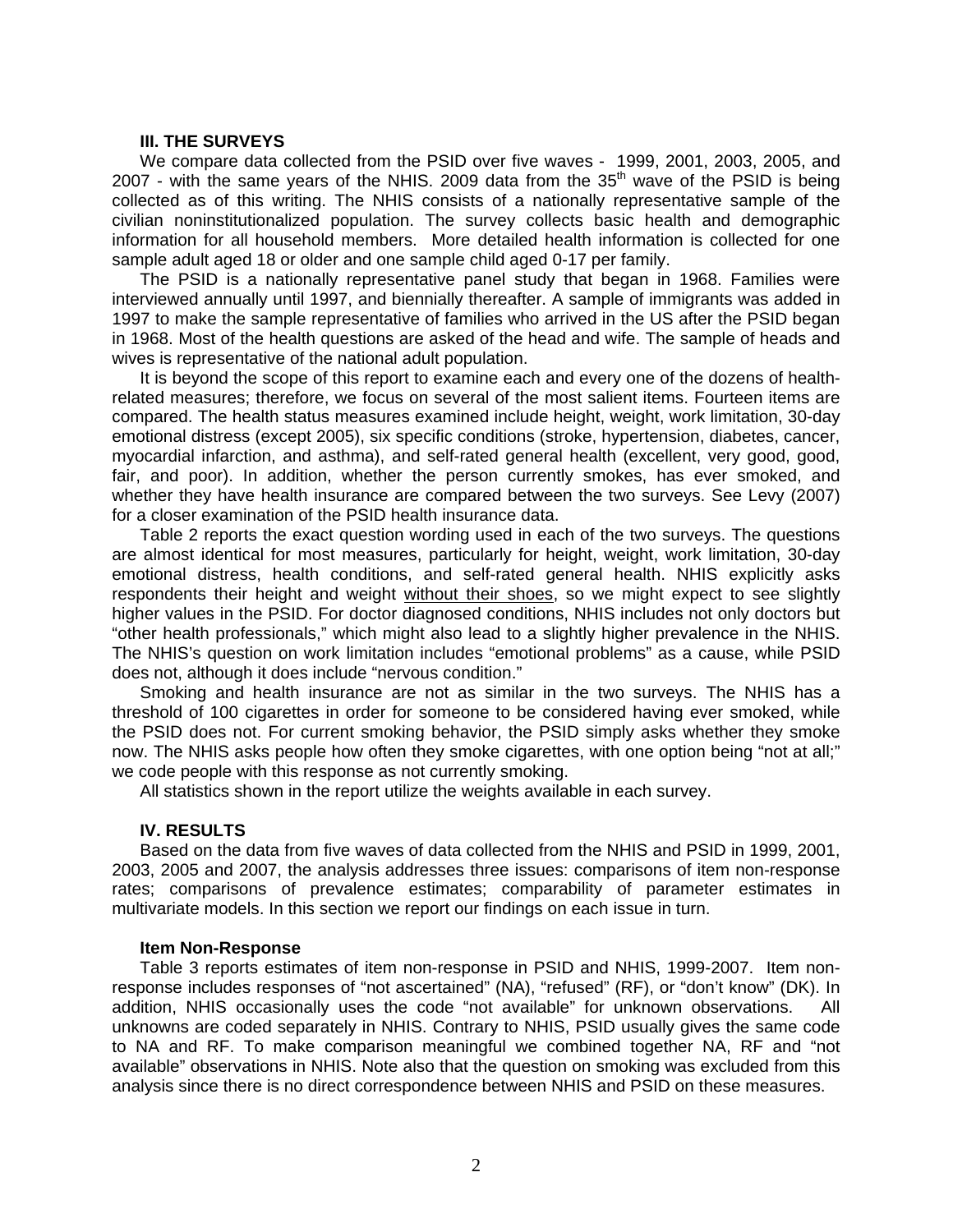### III. THE SURVEYS

We compare data collected from the PSID over five waves - 1999, 2001, 2003, 2005, and 2007 - with the same years of the NHIS. 2009 data from the 35th wave of the PSID is being collected as of this writing. The NHIS consists of a nationally representative sample of the civilian noninstitutionalized population. The survey collects basic health and demographic information for all household members. More detailed health information is collected for one sample adult aged 18 or older and one sample child aged 0-17 per family.

The PSID is a nationally representative panel study that began in 1968. Families were interviewed annually until 1997, and biennially thereafter. A sample of immigrants was added in 1997 to make the sample representative of families who arrived in the US after the PSID began in 1968. Most of the health questions are asked of the head and wife. The sample of heads and wives is representative of the national adult population.

It is beyond the scope of this report to examine each and every one of the dozens of health-related measures; therefore, we focus on several of the most salient items. Fourteen items are compared. The health status measures examined include height, weight, work limitation, 30-day emotional distress (except 2005), six specific conditions (stroke, hypertension, diabetes, cancer, myocardial infarction, and asthma), and self-rated general health (excellent, very good, good, fair, and poor). In addition, whether the person currently smokes, has ever smoked, and whether they have health insurance are compared between the two surveys. See Levy (2007) for a closer examination of the PSID health insurance data.

Table 2 reports the exact question wording used in each of the two surveys. The questions are almost identical for most measures, particularly for height, weight, work limitation, 30-day emotional distress, health conditions, and self-rated general health. NHIS explicitly asks respondents their height and weight without their shoes, so we might expect to see slightly higher values in the PSID. For doctor diagnosed conditions, NHIS includes not only doctors but "other health professionals," which might also lead to a slightly higher prevalence in the NHIS. The NHIS's question on work limitation includes "emotional problems" as a cause, while PSID does not, although it does include "nervous condition."

Smoking and health insurance are not as similar in the two surveys. The NHIS has a threshold of 100 cigarettes in order for someone to be considered having ever smoked, while the PSID does not. For current smoking behavior, the PSID simply asks whether they smoke now. The NHIS asks people how often they smoke cigarettes, with one option being "not at all;" we code people with this response as not currently smoking.

All statistics shown in the report utilize the weights available in each survey.

### IV. RESULTS

Based on the data from five waves of data collected from the NHIS and PSID in 1999, 2001, 2003, 2005 and 2007, the analysis addresses three issues: comparisons of item non-response rates; comparisons of prevalence estimates; comparability of parameter estimates in multivariate models. In this section we report our findings on each issue in turn.

#### Item Non-Response

Table 3 reports estimates of item non-response in PSID and NHIS, 1999-2007. Item non-response includes responses of "not ascertained" (NA), "refused" (RF), or "don't know" (DK). In addition, NHIS occasionally uses the code "not available" for unknown observations. All unknowns are coded separately in NHIS. Contrary to NHIS, PSID usually gives the same code to NA and RF. To make comparison meaningful we combined together NA, RF and "not available" observations in NHIS. Note also that the question on smoking was excluded from this analysis since there is no direct correspondence between NHIS and PSID on these measures.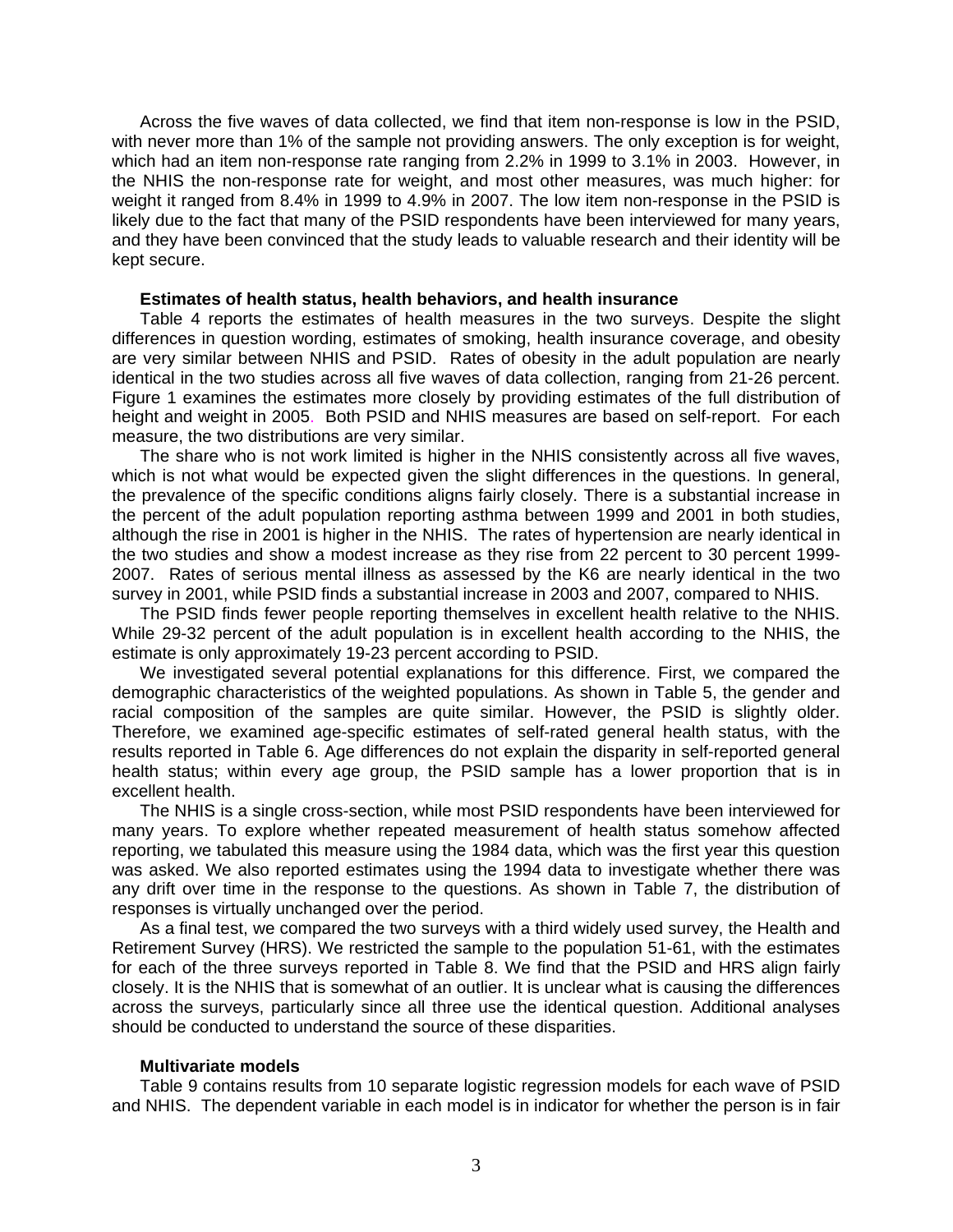Across the five waves of data collected, we find that item non-response is low in the PSID, with never more than 1% of the sample not providing answers. The only exception is for weight, which had an item non-response rate ranging from 2.2% in 1999 to 3.1% in 2003. However, in the NHIS the non-response rate for weight, and most other measures, was much higher: for weight it ranged from 8.4% in 1999 to 4.9% in 2007. The low item non-response in the PSID is likely due to the fact that many of the PSID respondents have been interviewed for many years, and they have been convinced that the study leads to valuable research and their identity will be kept secure.

### Estimates of health status, health behaviors, and health insurance

Table 4 reports the estimates of health measures in the two surveys. Despite the slight differences in question wording, estimates of smoking, health insurance coverage, and obesity are very similar between NHIS and PSID. Rates of obesity in the adult population are nearly identical in the two studies across all five waves of data collection, ranging from 21-26 percent. Figure 1 examines the estimates more closely by providing estimates of the full distribution of height and weight in 2005. Both PSID and NHIS measures are based on self-report. For each measure, the two distributions are very similar.

The share who is not work limited is higher in the NHIS consistently across all five waves, which is not what would be expected given the slight differences in the questions. In general, the prevalence of the specific conditions aligns fairly closely. There is a substantial increase in the percent of the adult population reporting asthma between 1999 and 2001 in both studies, although the rise in 2001 is higher in the NHIS. The rates of hypertension are nearly identical in the two studies and show a modest increase as they rise from 22 percent to 30 percent 1999-2007. Rates of serious mental illness as assessed by the K6 are nearly identical in the two survey in 2001, while PSID finds a substantial increase in 2003 and 2007, compared to NHIS.

The PSID finds fewer people reporting themselves in excellent health relative to the NHIS. While 29-32 percent of the adult population is in excellent health according to the NHIS, the estimate is only approximately 19-23 percent according to PSID.

We investigated several potential explanations for this difference. First, we compared the demographic characteristics of the weighted populations. As shown in Table 5, the gender and racial composition of the samples are quite similar. However, the PSID is slightly older. Therefore, we examined age-specific estimates of self-rated general health status, with the results reported in Table 6. Age differences do not explain the disparity in self-reported general health status; within every age group, the PSID sample has a lower proportion that is in excellent health.

The NHIS is a single cross-section, while most PSID respondents have been interviewed for many years. To explore whether repeated measurement of health status somehow affected reporting, we tabulated this measure using the 1984 data, which was the first year this question was asked. We also reported estimates using the 1994 data to investigate whether there was any drift over time in the response to the questions. As shown in Table 7, the distribution of responses is virtually unchanged over the period.

As a final test, we compared the two surveys with a third widely used survey, the Health and Retirement Survey (HRS). We restricted the sample to the population 51-61, with the estimates for each of the three surveys reported in Table 8. We find that the PSID and HRS align fairly closely. It is the NHIS that is somewhat of an outlier. It is unclear what is causing the differences across the surveys, particularly since all three use the identical question. Additional analyses should be conducted to understand the source of these disparities.

### Multivariate models

Table 9 contains results from 10 separate logistic regression models for each wave of PSID and NHIS. The dependent variable in each model is in indicator for whether the person is in fair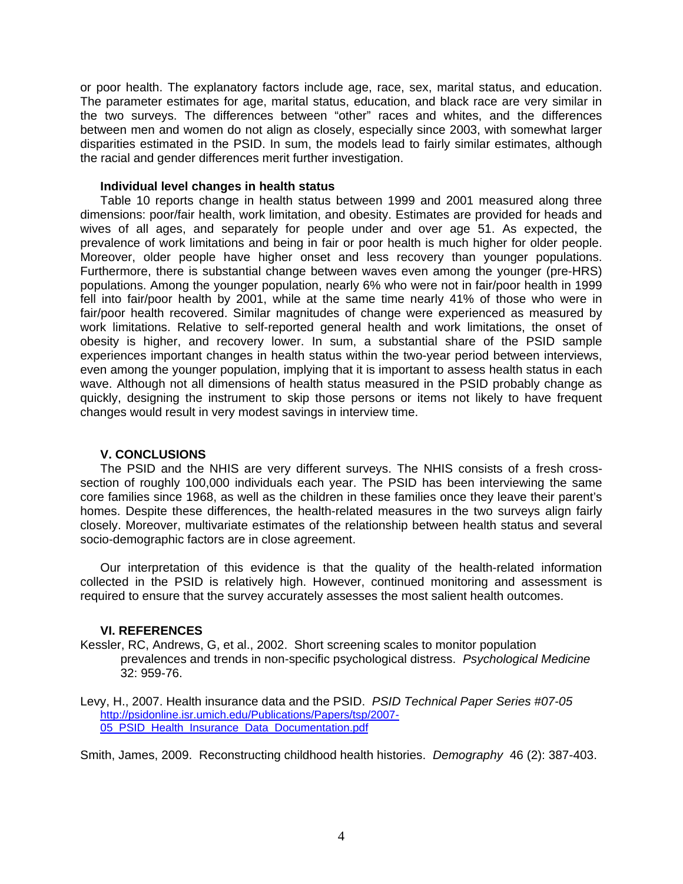or poor health. The explanatory factors include age, race, sex, marital status, and education. The parameter estimates for age, marital status, education, and black race are very similar in the two surveys. The differences between "other" races and whites, and the differences between men and women do not align as closely, especially since 2003, with somewhat larger disparities estimated in the PSID. In sum, the models lead to fairly similar estimates, although the racial and gender differences merit further investigation.

### Individual level changes in health status

Table 10 reports change in health status between 1999 and 2001 measured along three dimensions: poor/fair health, work limitation, and obesity. Estimates are provided for heads and wives of all ages, and separately for people under and over age 51. As expected, the prevalence of work limitations and being in fair or poor health is much higher for older people. Moreover, older people have higher onset and less recovery than younger populations. Furthermore, there is substantial change between waves even among the younger (pre-HRS) populations. Among the younger population, nearly 6% who were not in fair/poor health in 1999 fell into fair/poor health by 2001, while at the same time nearly 41% of those who were in fair/poor health recovered. Similar magnitudes of change were experienced as measured by work limitations. Relative to self-reported general health and work limitations, the onset of obesity is higher, and recovery lower. In sum, a substantial share of the PSID sample experiences important changes in health status within the two-year period between interviews, even among the younger population, implying that it is important to assess health status in each wave. Although not all dimensions of health status measured in the PSID probably change as quickly, designing the instrument to skip those persons or items not likely to have frequent changes would result in very modest savings in interview time.

## V. CONCLUSIONS

The PSID and the NHIS are very different surveys. The NHIS consists of a fresh cross-section of roughly 100,000 individuals each year. The PSID has been interviewing the same core families since 1968, as well as the children in these families once they leave their parent's homes. Despite these differences, the health-related measures in the two surveys align fairly closely. Moreover, multivariate estimates of the relationship between health status and several socio-demographic factors are in close agreement.

Our interpretation of this evidence is that the quality of the health-related information collected in the PSID is relatively high. However, continued monitoring and assessment is required to ensure that the survey accurately assesses the most salient health outcomes.

## VI. REFERENCES

Kessler, RC, Andrews, G, et al., 2002. Short screening scales to monitor population prevalences and trends in non-specific psychological distress. *Psychological Medicine* 32: 959-76.

Levy, H., 2007. Health insurance data and the PSID. *PSID Technical Paper Series #07-05* http://psidonline.isr.umich.edu/Publications/Papers/tsp/2007-05_PSID_Health_Insurance_Data_Documentation.pdf

Smith, James, 2009. Reconstructing childhood health histories. *Demography* 46 (2): 387-403.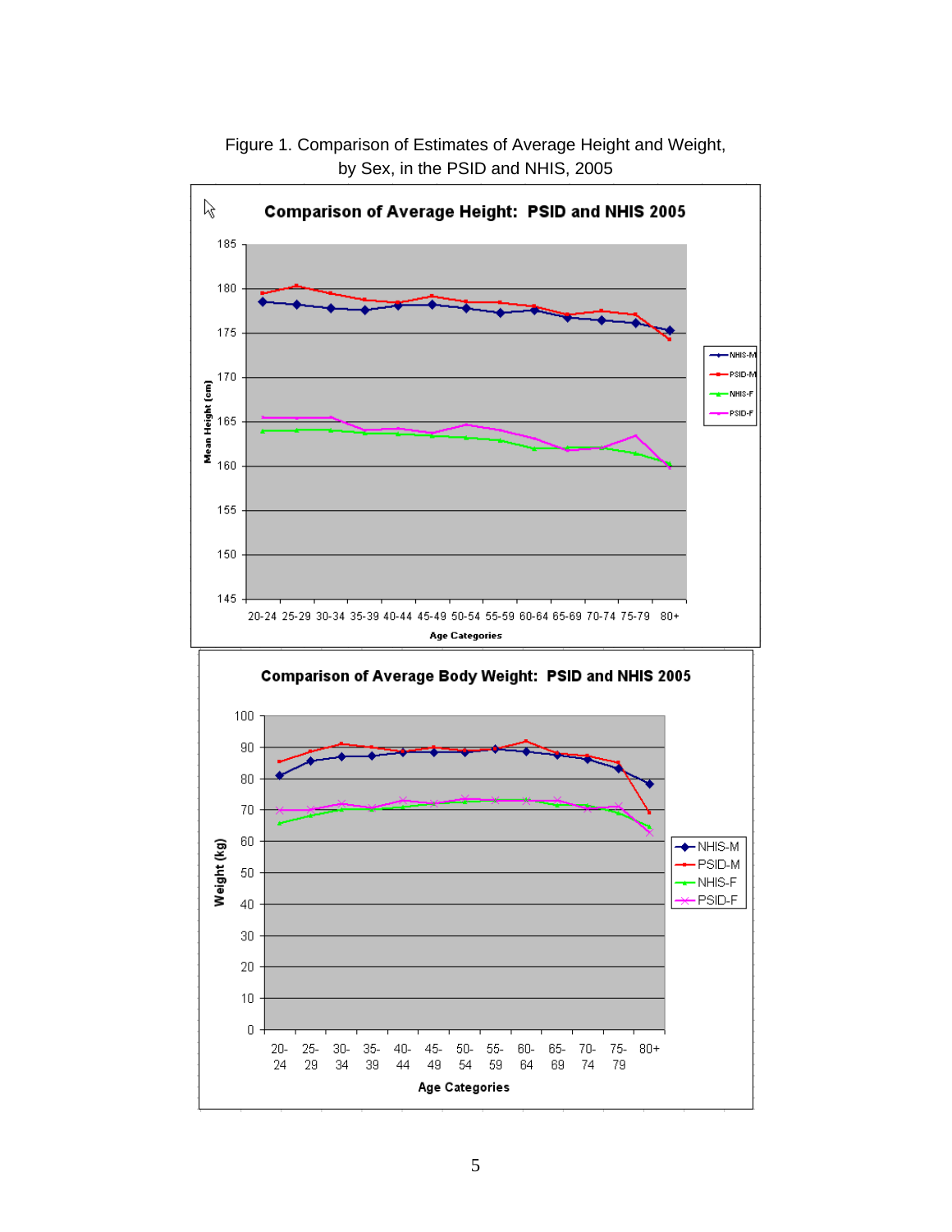Figure 1. Comparison of Estimates of Average Height and Weight, by Sex, in the PSID and NHIS, 2005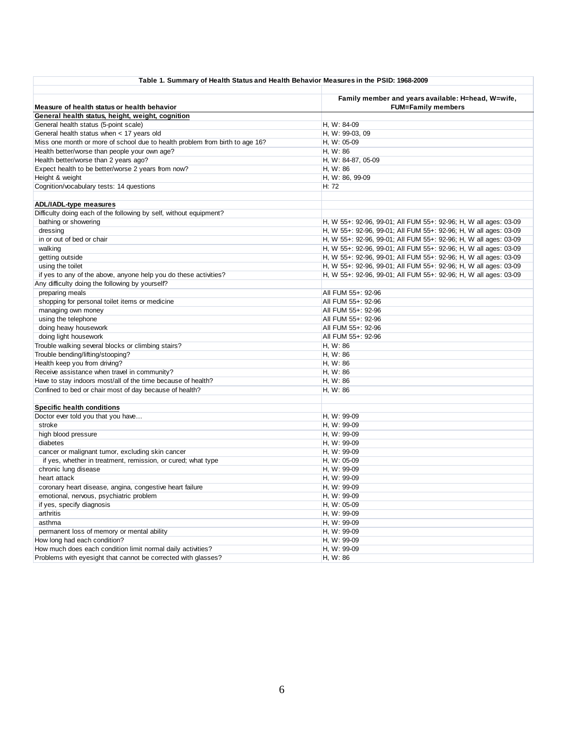**Table 1. Summary of Health Status and Health Behavior Measures in the PSID: 1968-2009**

| Measure of health status or health behavior | Family member and years available: H=head, W=wife, FUM=Family members |
|---|---|
| **General health status, height, weight, cognition** | |
| General health status (5-point scale) | H, W: 84-09 |
| General health status when < 17 years old | H, W: 99-03, 09 |
| Miss one month or more of school due to health problem from birth to age 16? | H, W: 05-09 |
| Health better/worse than people your own age? | H, W: 86 |
| Health better/worse than 2 years ago? | H, W: 84-87, 05-09 |
| Expect health to be better/worse 2 years from now? | H, W: 86 |
| Height & weight | H, W: 86, 99-09 |
| Cognition/vocabulary tests: 14 questions | H: 72 |
| | |
| **ADL/IADL-type measures** | |
| Difficulty doing each of the following by self, without equipment? | |
| bathing or showering | H, W 55+: 92-96, 99-01; All FUM 55+: 92-96; H, W all ages: 03-09 |
| dressing | H, W 55+: 92-96, 99-01; All FUM 55+: 92-96; H, W all ages: 03-09 |
| in or out of bed or chair | H, W 55+: 92-96, 99-01; All FUM 55+: 92-96; H, W all ages: 03-09 |
| walking | H, W 55+: 92-96, 99-01; All FUM 55+: 92-96; H, W all ages: 03-09 |
| getting outside | H, W 55+: 92-96, 99-01; All FUM 55+: 92-96; H, W all ages: 03-09 |
| using the toilet | H, W 55+: 92-96, 99-01; All FUM 55+: 92-96; H, W all ages: 03-09 |
| if yes to any of the above, anyone help you do these activities? | H, W 55+: 92-96, 99-01; All FUM 55+: 92-96; H, W all ages: 03-09 |
| Any difficulty doing the following by yourself? | |
| preparing meals | All FUM 55+: 92-96 |
| shopping for personal toilet items or medicine | All FUM 55+: 92-96 |
| managing own money | All FUM 55+: 92-96 |
| using the telephone | All FUM 55+: 92-96 |
| doing heavy housework | All FUM 55+: 92-96 |
| doing light housework | All FUM 55+: 92-96 |
| Trouble walking several blocks or climbing stairs? | H, W: 86 |
| Trouble bending/lifting/stooping? | H, W: 86 |
| Health keep you from driving? | H, W: 86 |
| Receive assistance when travel in community? | H, W: 86 |
| Have to stay indoors most/all of the time because of health? | H, W: 86 |
| Confined to bed or chair most of day because of health? | H, W: 86 |
| | |
| **Specific health conditions** | |
| Doctor ever told you that you have… | H, W: 99-09 |
| stroke | H, W: 99-09 |
| high blood pressure | H, W: 99-09 |
| diabetes | H, W: 99-09 |
| cancer or malignant tumor, excluding skin cancer | H, W: 99-09 |
| if yes, whether in treatment, remission, or cured; what type | H, W: 05-09 |
| chronic lung disease | H, W: 99-09 |
| heart attack | H, W: 99-09 |
| coronary heart disease, angina, congestive heart failure | H, W: 99-09 |
| emotional, nervous, psychiatric problem | H, W: 99-09 |
| if yes, specify diagnosis | H, W: 05-09 |
| arthritis | H, W: 99-09 |
| asthma | H, W: 99-09 |
| permanent loss of memory or mental ability | H, W: 99-09 |
| How long had each condition? | H, W: 99-09 |
| How much does each condition limit normal daily activities? | H, W: 99-09 |
| Problems with eyesight that cannot be corrected with glasses? | H, W: 86 |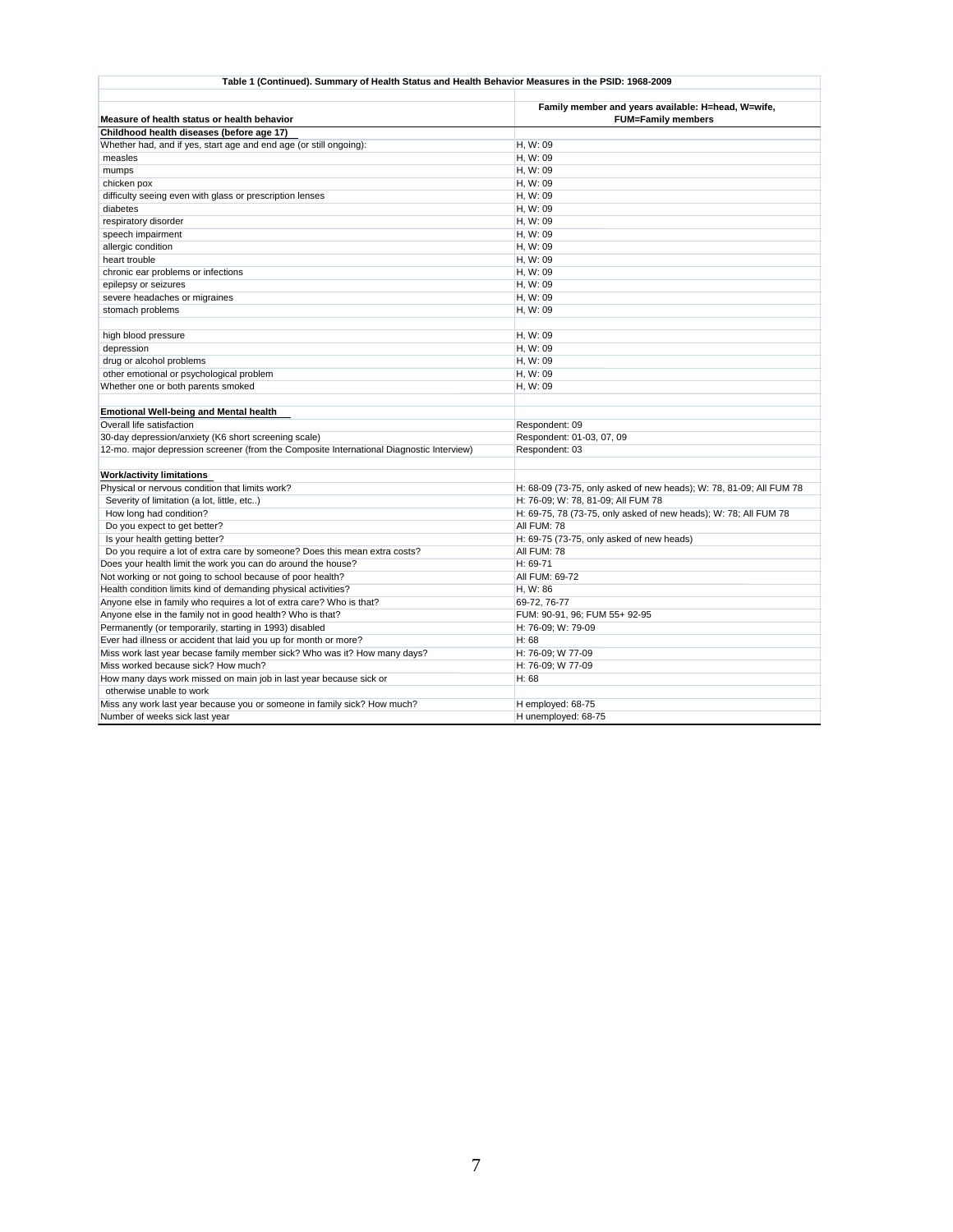**Table 1 (Continued). Summary of Health Status and Health Behavior Measures in the PSID: 1968-2009**

| Measure of health status or health behavior | Family member and years available: H=head, W=wife, FUM=Family members |
|---|---|
| **Childhood health diseases (before age 17)** | |
| Whether had, and if yes, start age and end age (or still ongoing): | H, W: 09 |
| measles | H, W: 09 |
| mumps | H, W: 09 |
| chicken pox | H, W: 09 |
| difficulty seeing even with glass or prescription lenses | H, W: 09 |
| diabetes | H, W: 09 |
| respiratory disorder | H, W: 09 |
| speech impairment | H, W: 09 |
| allergic condition | H, W: 09 |
| heart trouble | H, W: 09 |
| chronic ear problems or infections | H, W: 09 |
| epilepsy or seizures | H, W: 09 |
| severe headaches or migraines | H, W: 09 |
| stomach problems | H, W: 09 |
| | |
| high blood pressure | H, W: 09 |
| depression | H, W: 09 |
| drug or alcohol problems | H, W: 09 |
| other emotional or psychological problem | H, W: 09 |
| Whether one or both parents smoked | H, W: 09 |
| | |
| **Emotional Well-being and Mental health** | |
| Overall life satisfaction | Respondent: 09 |
| 30-day depression/anxiety (K6 short screening scale) | Respondent: 01-03, 07, 09 |
| 12-mo. major depression screener (from the Composite International Diagnostic Interview) | Respondent: 03 |
| | |
| **Work/activity limitations** | |
| Physical or nervous condition that limits work? | H: 68-09 (73-75, only asked of new heads); W: 78, 81-09; All FUM 78 |
| Severity of limitation (a lot, little, etc..) | H: 76-09; W: 78, 81-09; All FUM 78 |
| How long had condition? | H: 69-75, 78 (73-75, only asked of new heads); W: 78; All FUM 78 |
| Do you expect to get better? | All FUM: 78 |
| Is your health getting better? | H: 69-75 (73-75, only asked of new heads) |
| Do you require a lot of extra care by someone? Does this mean extra costs? | All FUM: 78 |
| Does your health limit the work you can do around the house? | H: 69-71 |
| Not working or not going to school because of poor health? | All FUM: 69-72 |
| Health condition limits kind of demanding physical activities? | H, W: 86 |
| Anyone else in family who requires a lot of extra care? Who is that? | 69-72, 76-77 |
| Anyone else in the family not in good health? Who is that? | FUM: 90-91, 96; FUM 55+ 92-95 |
| Permanently (or temporarily, starting in 1993) disabled | H: 76-09; W: 79-09 |
| Ever had illness or accident that laid you up for month or more? | H: 68 |
| Miss work last year becase family member sick? Who was it? How many days? | H: 76-09; W 77-09 |
| Miss worked because sick? How much? | H: 76-09; W 77-09 |
| How many days work missed on main job in last year because sick or otherwise unable to work | H: 68 |
| Miss any work last year because you or someone in family sick? How much? | H employed: 68-75 |
| Number of weeks sick last year | H unemployed: 68-75 |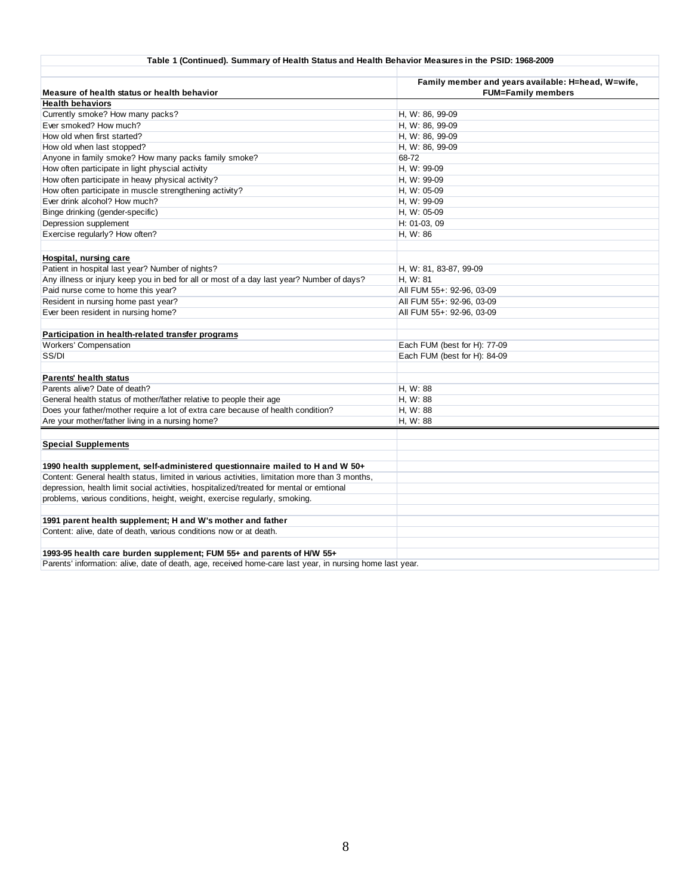**Table 1 (Continued). Summary of Health Status and Health Behavior Measures in the PSID: 1968-2009**

| Measure of health status or health behavior | Family member and years available: H=head, W=wife, FUM=Family members |
|---|---|
| **Health behaviors** | |
| Currently smoke? How many packs? | H, W: 86, 99-09 |
| Ever smoked? How much? | H, W: 86, 99-09 |
| How old when first started? | H, W: 86, 99-09 |
| How old when last stopped? | H, W: 86, 99-09 |
| Anyone in family smoke? How many packs family smoke? | 68-72 |
| How often participate in light physcial activity | H, W: 99-09 |
| How often participate in heavy physical activity? | H, W: 99-09 |
| How often participate in muscle strengthening activity? | H, W: 05-09 |
| Ever drink alcohol? How much? | H, W: 99-09 |
| Binge drinking (gender-specific) | H, W: 05-09 |
| Depression supplement | H: 01-03, 09 |
| Exercise regularly? How often? | H, W: 86 |
| | |
| **Hospital, nursing care** | |
| Patient in hospital last year? Number of nights? | H, W: 81, 83-87, 99-09 |
| Any illness or injury keep you in bed for all or most of a day last year? Number of days? | H, W: 81 |
| Paid nurse come to home this year? | All FUM 55+: 92-96, 03-09 |
| Resident in nursing home past year? | All FUM 55+: 92-96, 03-09 |
| Ever been resident in nursing home? | All FUM 55+: 92-96, 03-09 |
| | |
| **Participation in health-related transfer programs** | |
| Workers' Compensation | Each FUM (best for H): 77-09 |
| SS/DI | Each FUM (best for H): 84-09 |
| | |
| **Parents' health status** | |
| Parents alive? Date of death? | H, W: 88 |
| General health status of mother/father relative to people their age | H, W: 88 |
| Does your father/mother require a lot of extra care because of health condition? | H, W: 88 |
| Are your mother/father living in a nursing home? | H, W: 88 |

**Special Supplements**

**1990 health supplement, self-administered questionnaire mailed to H and W 50+**

Content: General health status, limited in various activities, limitation more than 3 months, depression, health limit social activities, hospitalized/treated for mental or emtional problems, various conditions, height, weight, exercise regularly, smoking.

**1991 parent health supplement; H and W's mother and father**

Content: alive, date of death, various conditions now or at death.

**1993-95 health care burden supplement; FUM 55+ and parents of H/W 55+**

Parents' information: alive, date of death, age, received home-care last year, in nursing home last year.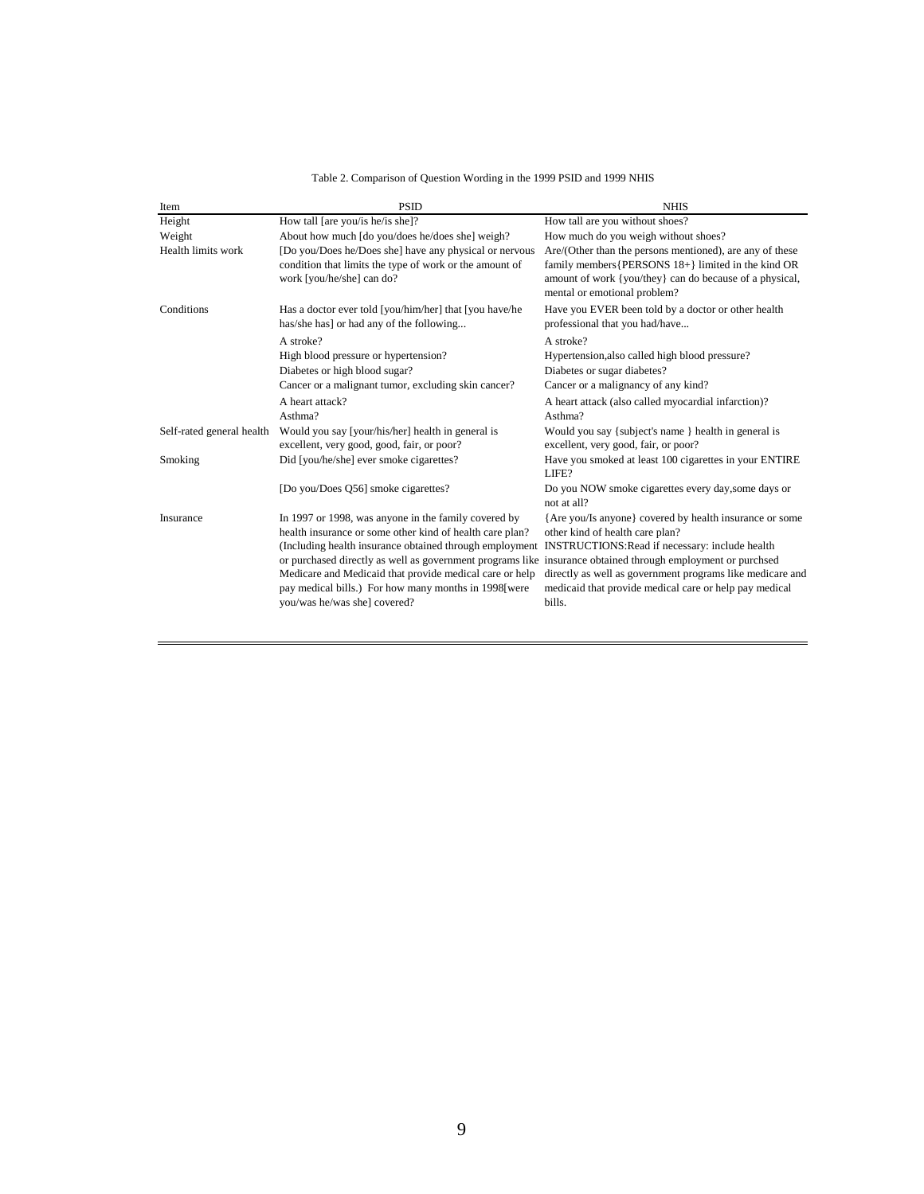Table 2. Comparison of Question Wording in the 1999 PSID and 1999 NHIS

| Item | PSID | NHIS |
|---|---|---|
| Height | How tall [are you/is he/is she]? | How tall are you without shoes? |
| Weight | About how much [do you/does he/does she] weigh? | How much do you weigh without shoes? |
| Health limits work | [Do you/Does he/Does she] have any physical or nervous condition that limits the type of work or the amount of work [you/he/she] can do? | Are/(Other than the persons mentioned), are any of these family members{PERSONS 18+} limited in the kind OR amount of work {you/they} can do because of a physical, mental or emotional problem? |
| Conditions | Has a doctor ever told [you/him/her] that [you have/he has/she has] or had any of the following... | Have you EVER been told by a doctor or other health professional that you had/have... |
| | A stroke? | A stroke? |
| | High blood pressure or hypertension? | Hypertension,also called high blood pressure? |
| | Diabetes or high blood sugar? | Diabetes or sugar diabetes? |
| | Cancer or a malignant tumor, excluding skin cancer? | Cancer or a malignancy of any kind? |
| | A heart attack? | A heart attack (also called myocardial infarction)? |
| | Asthma? | Asthma? |
| Self-rated general health | Would you say [your/his/her] health in general is excellent, very good, good, fair, or poor? | Would you say {subject's name } health in general is excellent, very good, fair, or poor? |
| Smoking | Did [you/he/she] ever smoke cigarettes? | Have you smoked at least 100 cigarettes in your ENTIRE LIFE? |
| | [Do you/Does Q56] smoke cigarettes? | Do you NOW smoke cigarettes every day,some days or not at all? |
| Insurance | In 1997 or 1998, was anyone in the family covered by health insurance or some other kind of health care plan? (Including health insurance obtained through employment or purchased directly as well as government programs like Medicare and Medicaid that provide medical care or help pay medical bills.) For how many months in 1998[were you/was he/was she] covered? | {Are you/Is anyone} covered by health insurance or some other kind of health care plan? INSTRUCTIONS:Read if necessary: include health insurance obtained through employment or purchsed directly as well as government programs like medicare and medicaid that provide medical care or help pay medical bills. |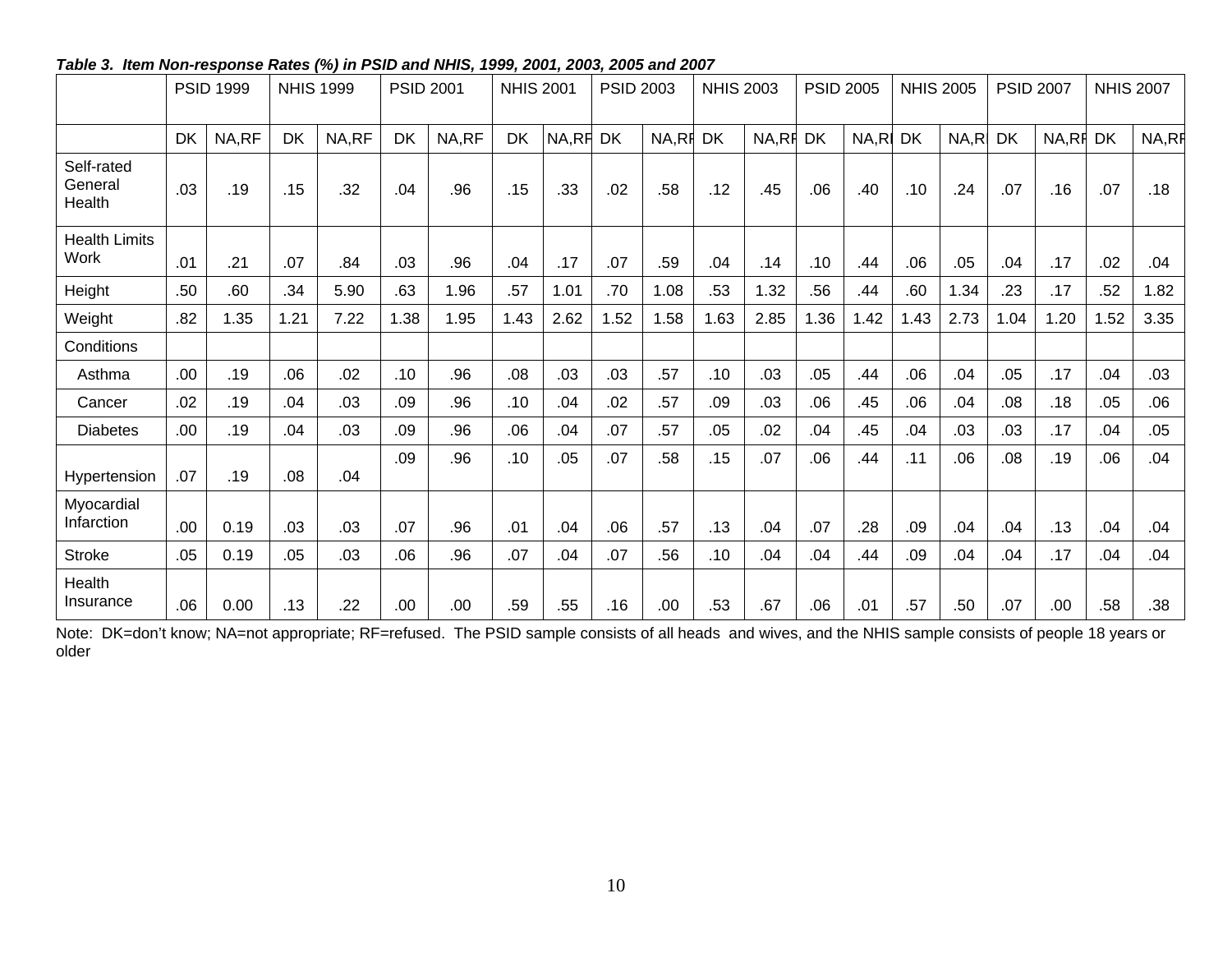*Table 3. Item Non-response Rates (%) in PSID and NHIS, 1999, 2001, 2003, 2005 and 2007*

| | PSID 1999 | | NHIS 1999 | | PSID 2001 | | NHIS 2001 | | PSID 2003 | | NHIS 2003 | | PSID 2005 | | NHIS 2005 | | PSID 2007 | | NHIS 2007 | |
|---|---|---|---|---|---|---|---|---|---|---|---|---|---|---|---|---|---|---|---|---|
| | DK | NA,RF | DK | NA,RF | DK | NA,RF | DK | NA,RF | DK | NA,RF | DK | NA,RF | DK | NA,RF | DK | NA,RF | DK | NA,RF | DK | NA,RF |
| Self-rated General Health | .03 | .19 | .15 | .32 | .04 | .96 | .15 | .33 | .02 | .58 | .12 | .45 | .06 | .40 | .10 | .24 | .07 | .16 | .07 | .18 |
| Health Limits Work | .01 | .21 | .07 | .84 | .03 | .96 | .04 | .17 | .07 | .59 | .04 | .14 | .10 | .44 | .06 | .05 | .04 | .17 | .02 | .04 |
| Height | .50 | .60 | .34 | 5.90 | .63 | 1.96 | .57 | 1.01 | .70 | 1.08 | .53 | 1.32 | .56 | .44 | .60 | 1.34 | .23 | .17 | .52 | 1.82 |
| Weight | .82 | 1.35 | 1.21 | 7.22 | 1.38 | 1.95 | 1.43 | 2.62 | 1.52 | 1.58 | 1.63 | 2.85 | 1.36 | 1.42 | 1.43 | 2.73 | 1.04 | 1.20 | 1.52 | 3.35 |
| Conditions | | | | | | | | | | | | | | | | | | | | |
| Asthma | .00 | .19 | .06 | .02 | .10 | .96 | .08 | .03 | .03 | .57 | .10 | .03 | .05 | .44 | .06 | .04 | .05 | .17 | .04 | .03 |
| Cancer | .02 | .19 | .04 | .03 | .09 | .96 | .10 | .04 | .02 | .57 | .09 | .03 | .06 | .45 | .06 | .04 | .08 | .18 | .05 | .06 |
| Diabetes | .00 | .19 | .04 | .03 | .09 | .96 | .06 | .04 | .07 | .57 | .05 | .02 | .04 | .45 | .04 | .03 | .03 | .17 | .04 | .05 |
| Hypertension | .07 | .19 | .08 | .04 | .09 | .96 | .10 | .05 | .07 | .58 | .15 | .07 | .06 | .44 | .11 | .06 | .08 | .19 | .06 | .04 |
| Myocardial Infarction | .00 | 0.19 | .03 | .03 | .07 | .96 | .01 | .04 | .06 | .57 | .13 | .04 | .07 | .28 | .09 | .04 | .04 | .13 | .04 | .04 |
| Stroke | .05 | 0.19 | .05 | .03 | .06 | .96 | .07 | .04 | .07 | .56 | .10 | .04 | .04 | .44 | .09 | .04 | .04 | .17 | .04 | .04 |
| Health Insurance | .06 | 0.00 | .13 | .22 | .00 | .00 | .59 | .55 | .16 | .00 | .53 | .67 | .06 | .01 | .57 | .50 | .07 | .00 | .58 | .38 |

Note: DK=don't know; NA=not appropriate; RF=refused. The PSID sample consists of all heads and wives, and the NHIS sample consists of people 18 years or older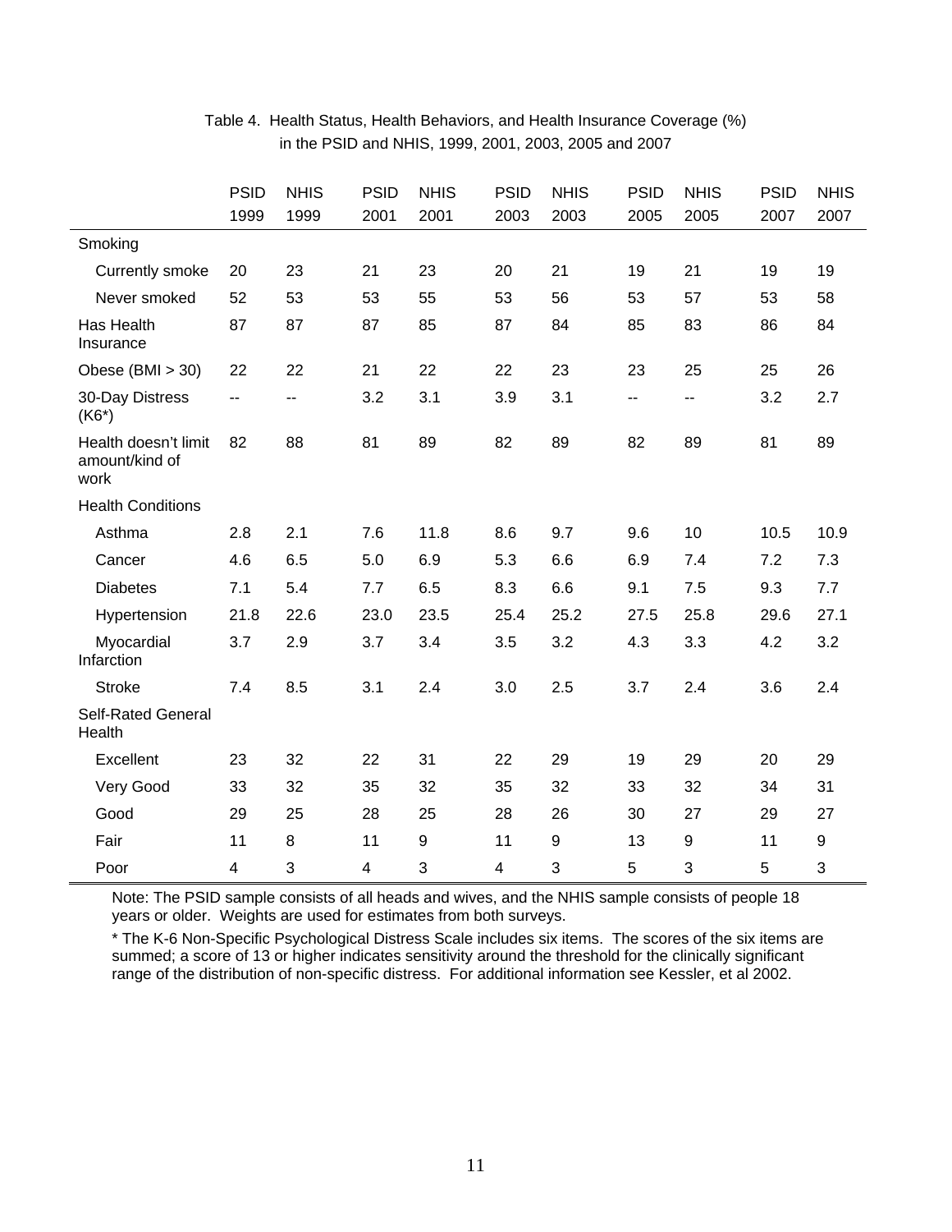Table 4. Health Status, Health Behaviors, and Health Insurance Coverage (%) in the PSID and NHIS, 1999, 2001, 2003, 2005 and 2007

| | PSID 1999 | NHIS 1999 | PSID 2001 | NHIS 2001 | PSID 2003 | NHIS 2003 | PSID 2005 | NHIS 2005 | PSID 2007 | NHIS 2007 |
|---|---|---|---|---|---|---|---|---|---|---|
| Smoking | | | | | | | | | | |
| Currently smoke | 20 | 23 | 21 | 23 | 20 | 21 | 19 | 21 | 19 | 19 |
| Never smoked | 52 | 53 | 53 | 55 | 53 | 56 | 53 | 57 | 53 | 58 |
| Has Health Insurance | 87 | 87 | 87 | 85 | 87 | 84 | 85 | 83 | 86 | 84 |
| Obese (BMI > 30) | 22 | 22 | 21 | 22 | 22 | 23 | 23 | 25 | 25 | 26 |
| 30-Day Distress (K6*) | -- | -- | 3.2 | 3.1 | 3.9 | 3.1 | -- | -- | 3.2 | 2.7 |
| Health doesn't limit amount/kind of work | 82 | 88 | 81 | 89 | 82 | 89 | 82 | 89 | 81 | 89 |
| Health Conditions | | | | | | | | | | |
| Asthma | 2.8 | 2.1 | 7.6 | 11.8 | 8.6 | 9.7 | 9.6 | 10 | 10.5 | 10.9 |
| Cancer | 4.6 | 6.5 | 5.0 | 6.9 | 5.3 | 6.6 | 6.9 | 7.4 | 7.2 | 7.3 |
| Diabetes | 7.1 | 5.4 | 7.7 | 6.5 | 8.3 | 6.6 | 9.1 | 7.5 | 9.3 | 7.7 |
| Hypertension | 21.8 | 22.6 | 23.0 | 23.5 | 25.4 | 25.2 | 27.5 | 25.8 | 29.6 | 27.1 |
| Myocardial Infarction | 3.7 | 2.9 | 3.7 | 3.4 | 3.5 | 3.2 | 4.3 | 3.3 | 4.2 | 3.2 |
| Stroke | 7.4 | 8.5 | 3.1 | 2.4 | 3.0 | 2.5 | 3.7 | 2.4 | 3.6 | 2.4 |
| Self-Rated General Health | | | | | | | | | | |
| Excellent | 23 | 32 | 22 | 31 | 22 | 29 | 19 | 29 | 20 | 29 |
| Very Good | 33 | 32 | 35 | 32 | 35 | 32 | 33 | 32 | 34 | 31 |
| Good | 29 | 25 | 28 | 25 | 28 | 26 | 30 | 27 | 29 | 27 |
| Fair | 11 | 8 | 11 | 9 | 11 | 9 | 13 | 9 | 11 | 9 |
| Poor | 4 | 3 | 4 | 3 | 4 | 3 | 5 | 3 | 5 | 3 |

Note: The PSID sample consists of all heads and wives, and the NHIS sample consists of people 18 years or older. Weights are used for estimates from both surveys.

* The K-6 Non-Specific Psychological Distress Scale includes six items. The scores of the six items are summed; a score of 13 or higher indicates sensitivity around the threshold for the clinically significant range of the distribution of non-specific distress. For additional information see Kessler, et al 2002.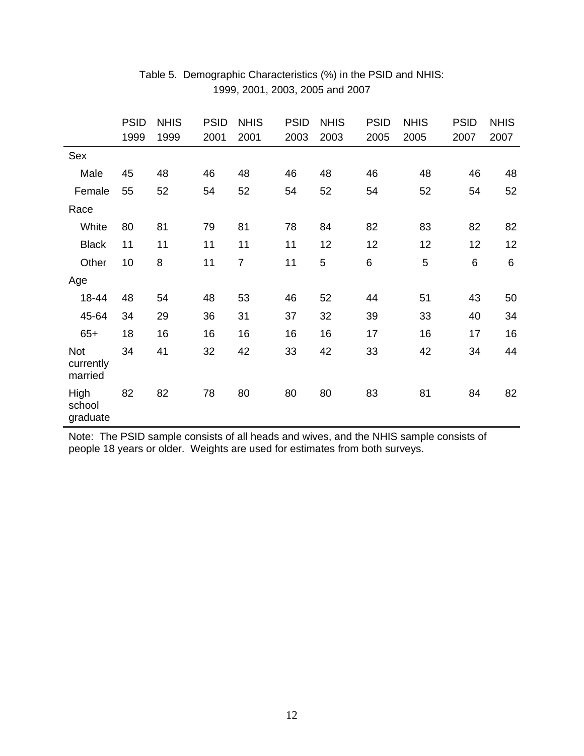Table 5. Demographic Characteristics (%) in the PSID and NHIS: 1999, 2001, 2003, 2005 and 2007

| | PSID 1999 | NHIS 1999 | PSID 2001 | NHIS 2001 | PSID 2003 | NHIS 2003 | PSID 2005 | NHIS 2005 | PSID 2007 | NHIS 2007 |
|---|---|---|---|---|---|---|---|---|---|---|
| Sex | | | | | | | | | | |
| Male | 45 | 48 | 46 | 48 | 46 | 48 | 46 | 48 | 46 | 48 |
| Female | 55 | 52 | 54 | 52 | 54 | 52 | 54 | 52 | 54 | 52 |
| Race | | | | | | | | | | |
| White | 80 | 81 | 79 | 81 | 78 | 84 | 82 | 83 | 82 | 82 |
| Black | 11 | 11 | 11 | 11 | 11 | 12 | 12 | 12 | 12 | 12 |
| Other | 10 | 8 | 11 | 7 | 11 | 5 | 6 | 5 | 6 | 6 |
| Age | | | | | | | | | | |
| 18-44 | 48 | 54 | 48 | 53 | 46 | 52 | 44 | 51 | 43 | 50 |
| 45-64 | 34 | 29 | 36 | 31 | 37 | 32 | 39 | 33 | 40 | 34 |
| 65+ | 18 | 16 | 16 | 16 | 16 | 16 | 17 | 16 | 17 | 16 |
| Not currently married | 34 | 41 | 32 | 42 | 33 | 42 | 33 | 42 | 34 | 44 |
| High school graduate | 82 | 82 | 78 | 80 | 80 | 80 | 83 | 81 | 84 | 82 |

Note: The PSID sample consists of all heads and wives, and the NHIS sample consists of people 18 years or older. Weights are used for estimates from both surveys.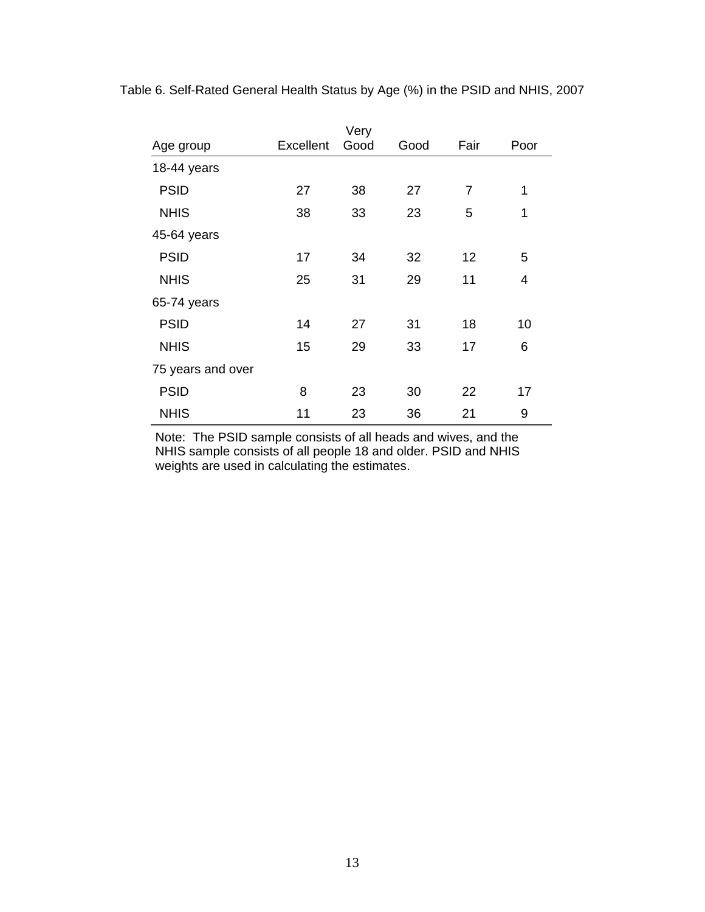Table 6. Self-Rated General Health Status by Age (%) in the PSID and NHIS, 2007

| Age group | Excellent | Very Good | Good | Fair | Poor |
|---|---|---|---|---|---|
| 18-44 years | | | | | |
| PSID | 27 | 38 | 27 | 7 | 1 |
| NHIS | 38 | 33 | 23 | 5 | 1 |
| 45-64 years | | | | | |
| PSID | 17 | 34 | 32 | 12 | 5 |
| NHIS | 25 | 31 | 29 | 11 | 4 |
| 65-74 years | | | | | |
| PSID | 14 | 27 | 31 | 18 | 10 |
| NHIS | 15 | 29 | 33 | 17 | 6 |
| 75 years and over | | | | | |
| PSID | 8 | 23 | 30 | 22 | 17 |
| NHIS | 11 | 23 | 36 | 21 | 9 |

Note: The PSID sample consists of all heads and wives, and the NHIS sample consists of all people 18 and older. PSID and NHIS weights are used in calculating the estimates.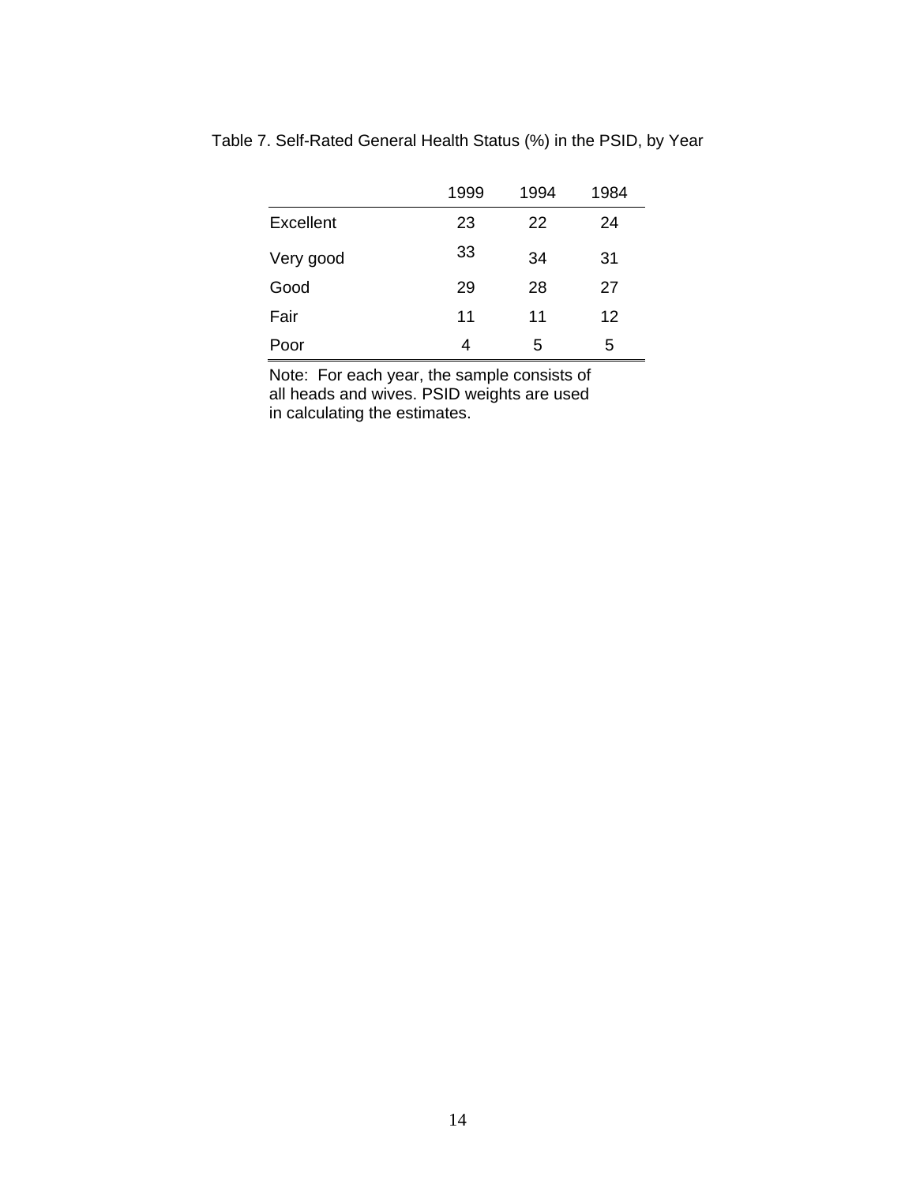Table 7. Self-Rated General Health Status (%) in the PSID, by Year

| | 1999 | 1994 | 1984 |
|---|---|---|---|
| Excellent | 23 | 22 | 24 |
| Very good | 33 | 34 | 31 |
| Good | 29 | 28 | 27 |
| Fair | 11 | 11 | 12 |
| Poor | 4 | 5 | 5 |

Note: For each year, the sample consists of all heads and wives. PSID weights are used in calculating the estimates.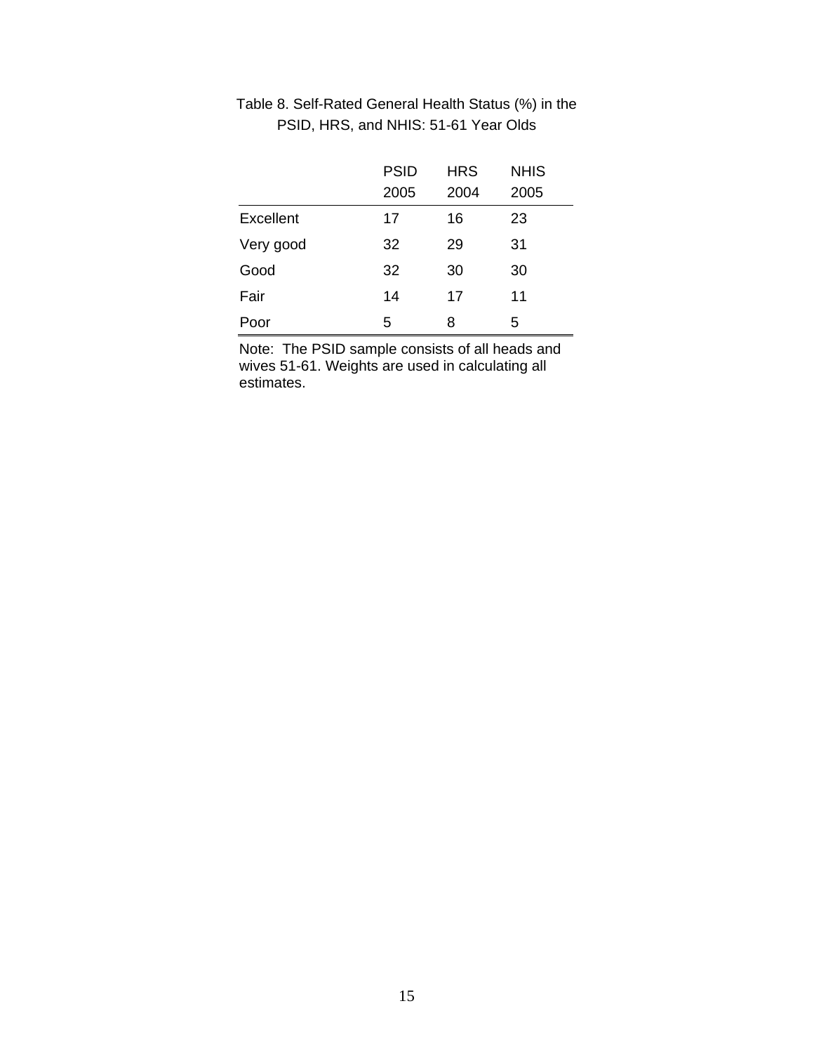Table 8. Self-Rated General Health Status (%) in the PSID, HRS, and NHIS: 51-61 Year Olds

| | PSID 2005 | HRS 2004 | NHIS 2005 |
|---|---|---|---|
| Excellent | 17 | 16 | 23 |
| Very good | 32 | 29 | 31 |
| Good | 32 | 30 | 30 |
| Fair | 14 | 17 | 11 |
| Poor | 5 | 8 | 5 |

Note: The PSID sample consists of all heads and wives 51-61. Weights are used in calculating all estimates.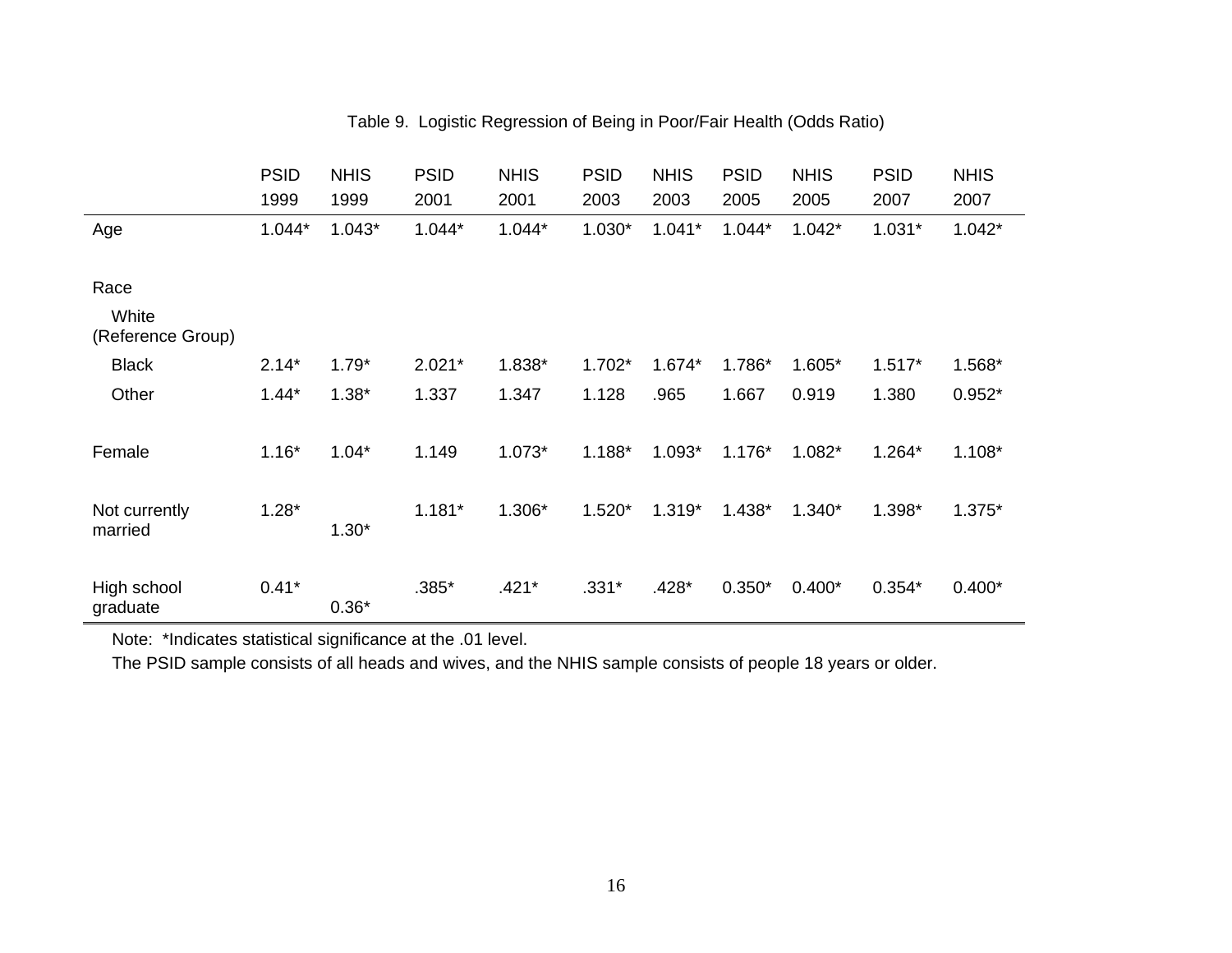Table 9. Logistic Regression of Being in Poor/Fair Health (Odds Ratio)

| | PSID 1999 | NHIS 1999 | PSID 2001 | NHIS 2001 | PSID 2003 | NHIS 2003 | PSID 2005 | NHIS 2005 | PSID 2007 | NHIS 2007 |
|---|---|---|---|---|---|---|---|---|---|---|
| Age | 1.044* | 1.043* | 1.044* | 1.044* | 1.030* | 1.041* | 1.044* | 1.042* | 1.031* | 1.042* |
| Race | | | | | | | | | | |
| White (Reference Group) | | | | | | | | | | |
| Black | 2.14* | 1.79* | 2.021* | 1.838* | 1.702* | 1.674* | 1.786* | 1.605* | 1.517* | 1.568* |
| Other | 1.44* | 1.38* | 1.337 | 1.347 | 1.128 | .965 | 1.667 | 0.919 | 1.380 | 0.952* |
| Female | 1.16* | 1.04* | 1.149 | 1.073* | 1.188* | 1.093* | 1.176* | 1.082* | 1.264* | 1.108* |
| Not currently married | 1.28* | 1.30* | 1.181* | 1.306* | 1.520* | 1.319* | 1.438* | 1.340* | 1.398* | 1.375* |
| High school graduate | 0.41* | 0.36* | .385* | .421* | .331* | .428* | 0.350* | 0.400* | 0.354* | 0.400* |

Note: *Indicates statistical significance at the .01 level.

The PSID sample consists of all heads and wives, and the NHIS sample consists of people 18 years or older.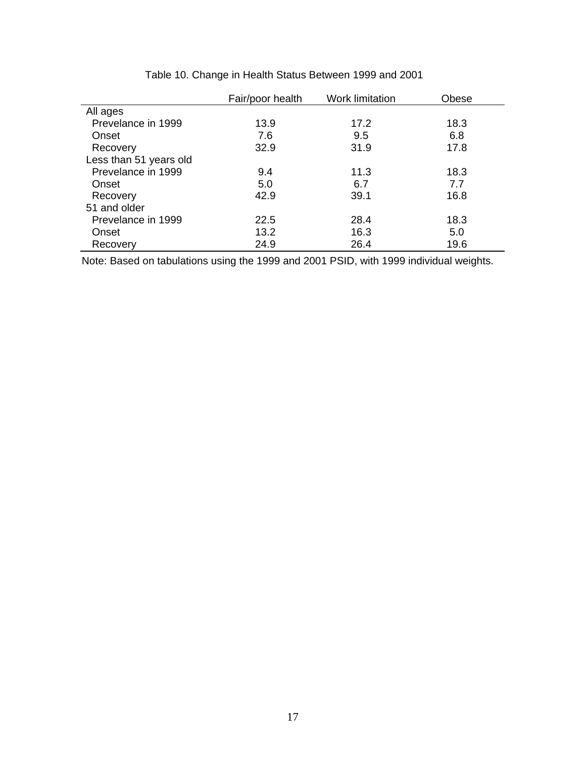Table 10. Change in Health Status Between 1999 and 2001

| | Fair/poor health | Work limitation | Obese |
|---|---|---|---|
| All ages | | | |
| Prevelance in 1999 | 13.9 | 17.2 | 18.3 |
| Onset | 7.6 | 9.5 | 6.8 |
| Recovery | 32.9 | 31.9 | 17.8 |
| Less than 51 years old | | | |
| Prevelance in 1999 | 9.4 | 11.3 | 18.3 |
| Onset | 5.0 | 6.7 | 7.7 |
| Recovery | 42.9 | 39.1 | 16.8 |
| 51 and older | | | |
| Prevelance in 1999 | 22.5 | 28.4 | 18.3 |
| Onset | 13.2 | 16.3 | 5.0 |
| Recovery | 24.9 | 26.4 | 19.6 |

Note: Based on tabulations using the 1999 and 2001 PSID, with 1999 individual weights.